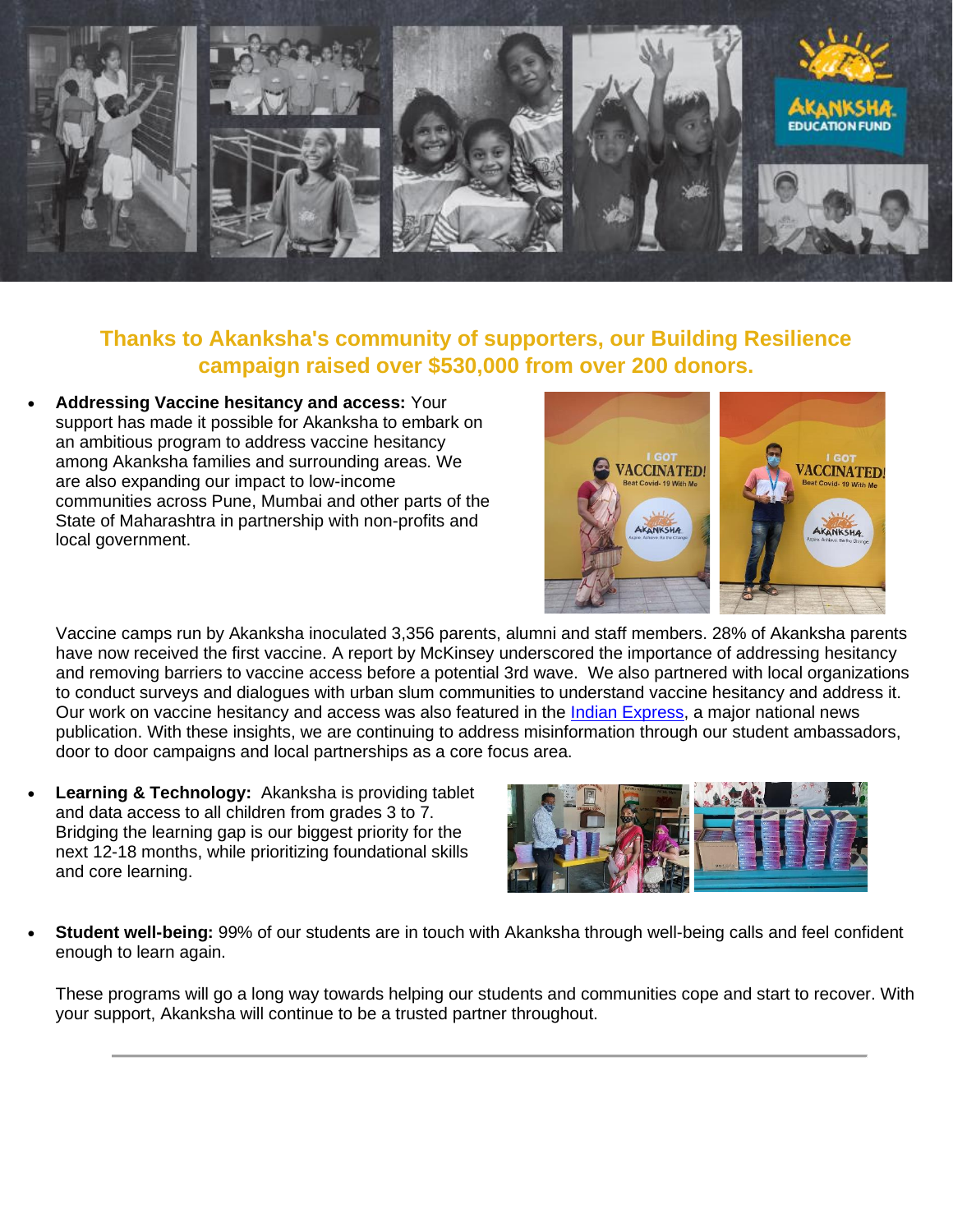## Thanks to Akanksha's community of supporters, our Building Resilience campaign raised over $530,000 from over 200 donors.

- **Addressing Vaccine hesitancy and access:** Your support has made it possible for Akanksha to embark on an ambitious program to address vaccine hesitancy among Akanksha families and surrounding areas. We are also expanding our impact to low-income communities across Pune, Mumbai and other parts of the State of Maharashtra in partnership with non-profits and local government.

  Vaccine camps run by Akanksha inoculated 3,356 parents, alumni and staff members. 28% of Akanksha parents have now received the first vaccine. A report by McKinsey underscored the importance of addressing hesitancy and removing barriers to vaccine access before a potential 3rd wave. We also partnered with local organizations to conduct surveys and dialogues with urban slum communities to understand vaccine hesitancy and address it. Our work on vaccine hesitancy and access was also featured in the Indian Express, a major national news publication. With these insights, we are continuing to address misinformation through our student ambassadors, door to door campaigns and local partnerships as a core focus area.

- **Learning & Technology:** Akanksha is providing tablet and data access to all children from grades 3 to 7. Bridging the learning gap is our biggest priority for the next 12-18 months, while prioritizing foundational skills and core learning.

- **Student well-being:** 99% of our students are in touch with Akanksha through well-being calls and feel confident enough to learn again.

  These programs will go a long way towards helping our students and communities cope and start to recover. With your support, Akanksha will continue to be a trusted partner throughout.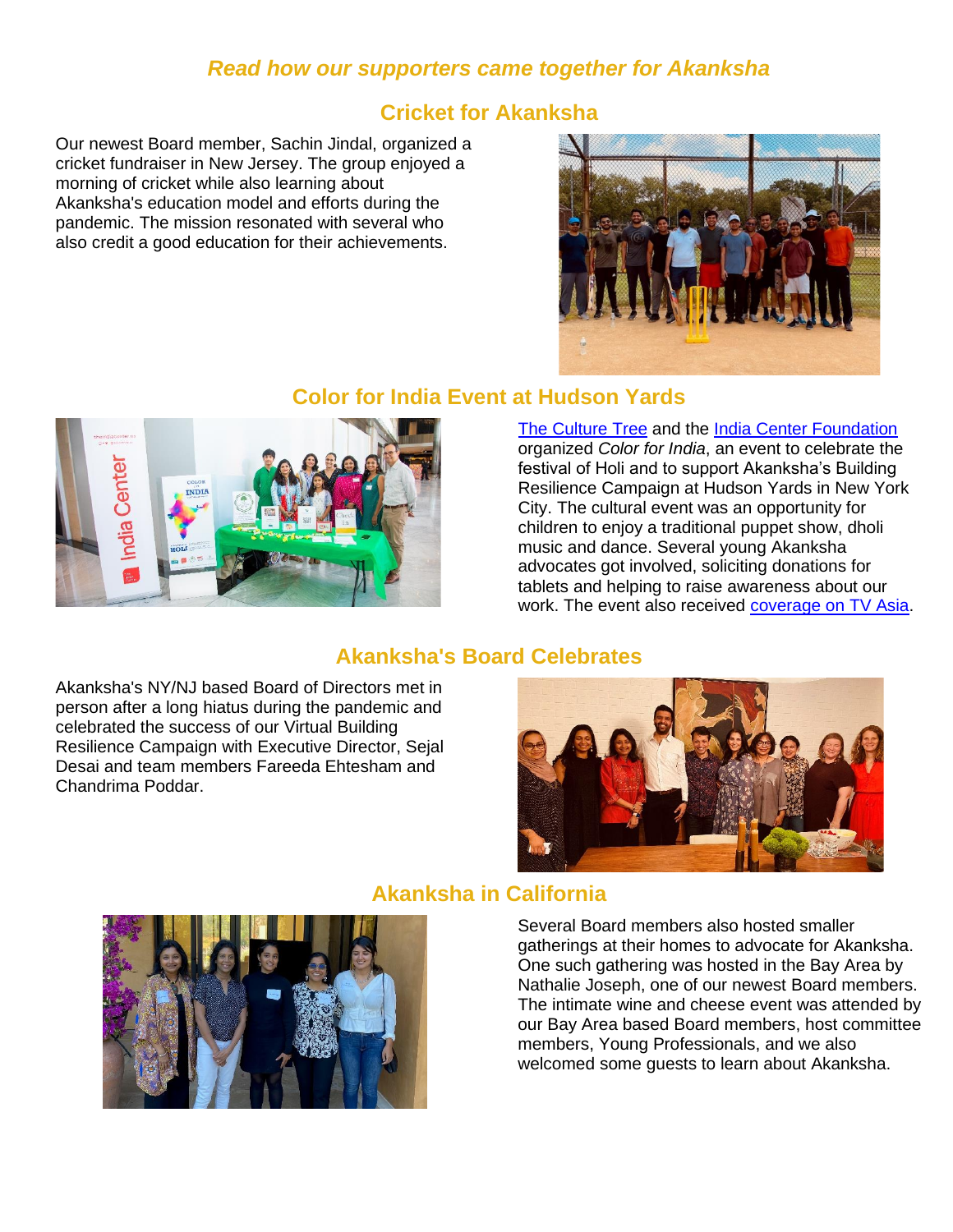## *Read how our supporters came together for Akanksha*

### Cricket for Akanksha

Our newest Board member, Sachin Jindal, organized a cricket fundraiser in New Jersey. The group enjoyed a morning of cricket while also learning about Akanksha's education model and efforts during the pandemic. The mission resonated with several who also credit a good education for their achievements.

### Color for India Event at Hudson Yards

The Culture Tree and the India Center Foundation organized *Color for India*, an event to celebrate the festival of Holi and to support Akanksha's Building Resilience Campaign at Hudson Yards in New York City. The cultural event was an opportunity for children to enjoy a traditional puppet show, dholi music and dance. Several young Akanksha advocates got involved, soliciting donations for tablets and helping to raise awareness about our work. The event also received coverage on TV Asia.

### Akanksha's Board Celebrates

Akanksha's NY/NJ based Board of Directors met in person after a long hiatus during the pandemic and celebrated the success of our Virtual Building Resilience Campaign with Executive Director, Sejal Desai and team members Fareeda Ehtesham and Chandrima Poddar.

### Akanksha in California

Several Board members also hosted smaller gatherings at their homes to advocate for Akanksha. One such gathering was hosted in the Bay Area by Nathalie Joseph, one of our newest Board members. The intimate wine and cheese event was attended by our Bay Area based Board members, host committee members, Young Professionals, and we also welcomed some guests to learn about Akanksha.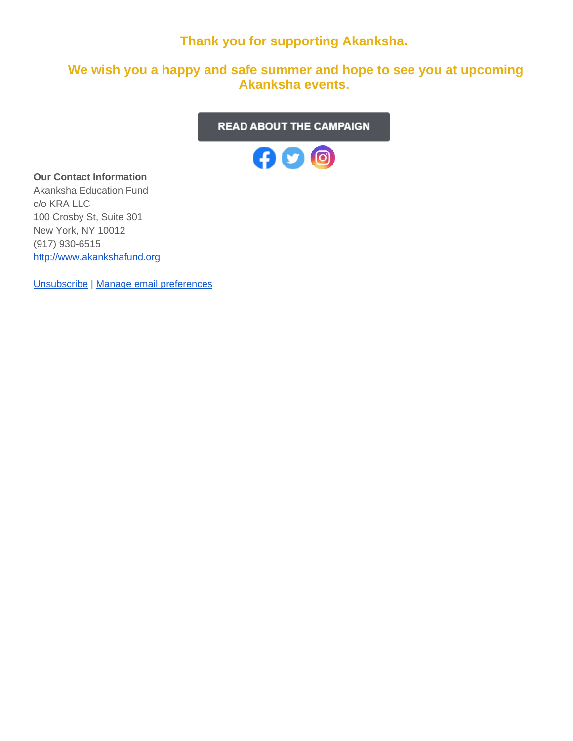**Thank you for supporting Akanksha.**

**We wish you a happy and safe summer and hope to see you at upcoming Akanksha events.**

READ ABOUT THE CAMPAIGN

**Our Contact Information**
Akanksha Education Fund
c/o KRA LLC
100 Crosby St, Suite 301
New York, NY 10012
(917) 930-6515
http://www.akankshafund.org

Unsubscribe | Manage email preferences